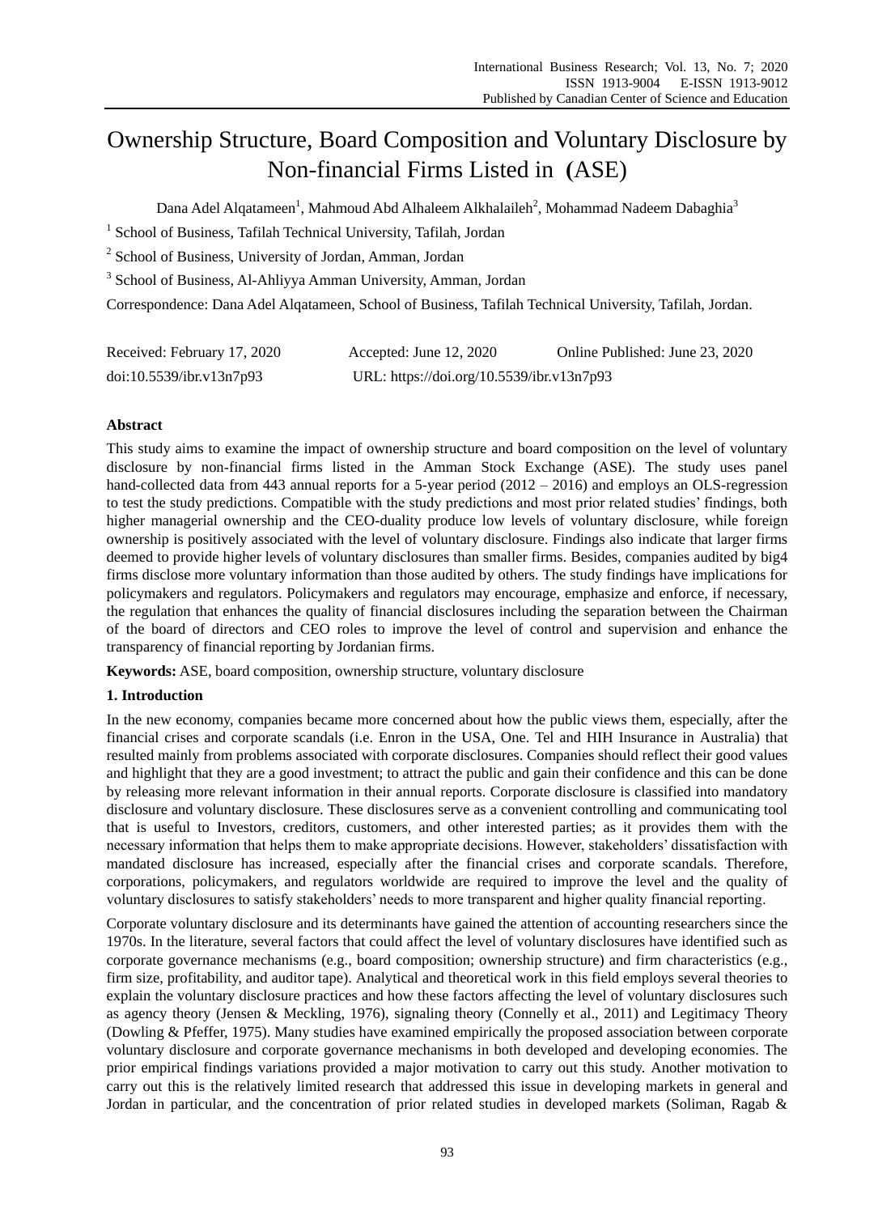# Ownership Structure, Board Composition and Voluntary Disclosure by Non-financial Firms Listed in (ASE)

Dana Adel Alqatameen[1], Mahmoud Abd Alhaleem Alkhalaileh[2], Mohammad Nadeem Dabaghia[3]

[1] School of Business, Tafilah Technical University, Tafilah, Jordan

[2] School of Business, University of Jordan, Amman, Jordan

[3] School of Business, Al-Ahliyya Amman University, Amman, Jordan

Correspondence: Dana Adel Alqatameen, School of Business, Tafilah Technical University, Tafilah, Jordan.

Received: February 17, 2020 Accepted: June 12, 2020 Online Published: June 23, 2020

doi:10.5539/ibr.v13n7p93 URL: https://doi.org/10.5539/ibr.v13n7p93

## Abstract

This study aims to examine the impact of ownership structure and board composition on the level of voluntary disclosure by non-financial firms listed in the Amman Stock Exchange (ASE). The study uses panel hand-collected data from 443 annual reports for a 5-year period (2012 – 2016) and employs an OLS-regression to test the study predictions. Compatible with the study predictions and most prior related studies' findings, both higher managerial ownership and the CEO-duality produce low levels of voluntary disclosure, while foreign ownership is positively associated with the level of voluntary disclosure. Findings also indicate that larger firms deemed to provide higher levels of voluntary disclosures than smaller firms. Besides, companies audited by big4 firms disclose more voluntary information than those audited by others. The study findings have implications for policymakers and regulators. Policymakers and regulators may encourage, emphasize and enforce, if necessary, the regulation that enhances the quality of financial disclosures including the separation between the Chairman of the board of directors and CEO roles to improve the level of control and supervision and enhance the transparency of financial reporting by Jordanian firms.

**Keywords:** ASE, board composition, ownership structure, voluntary disclosure

## 1. Introduction

In the new economy, companies became more concerned about how the public views them, especially, after the financial crises and corporate scandals (i.e. Enron in the USA, One. Tel and HIH Insurance in Australia) that resulted mainly from problems associated with corporate disclosures. Companies should reflect their good values and highlight that they are a good investment; to attract the public and gain their confidence and this can be done by releasing more relevant information in their annual reports. Corporate disclosure is classified into mandatory disclosure and voluntary disclosure. These disclosures serve as a convenient controlling and communicating tool that is useful to Investors, creditors, customers, and other interested parties; as it provides them with the necessary information that helps them to make appropriate decisions. However, stakeholders' dissatisfaction with mandated disclosure has increased, especially after the financial crises and corporate scandals. Therefore, corporations, policymakers, and regulators worldwide are required to improve the level and the quality of voluntary disclosures to satisfy stakeholders' needs to more transparent and higher quality financial reporting.

Corporate voluntary disclosure and its determinants have gained the attention of accounting researchers since the 1970s. In the literature, several factors that could affect the level of voluntary disclosures have identified such as corporate governance mechanisms (e.g., board composition; ownership structure) and firm characteristics (e.g., firm size, profitability, and auditor tape). Analytical and theoretical work in this field employs several theories to explain the voluntary disclosure practices and how these factors affecting the level of voluntary disclosures such as agency theory (Jensen & Meckling, 1976), signaling theory (Connelly et al., 2011) and Legitimacy Theory (Dowling & Pfeffer, 1975). Many studies have examined empirically the proposed association between corporate voluntary disclosure and corporate governance mechanisms in both developed and developing economies. The prior empirical findings variations provided a major motivation to carry out this study. Another motivation to carry out this is the relatively limited research that addressed this issue in developing markets in general and Jordan in particular, and the concentration of prior related studies in developed markets (Soliman, Ragab &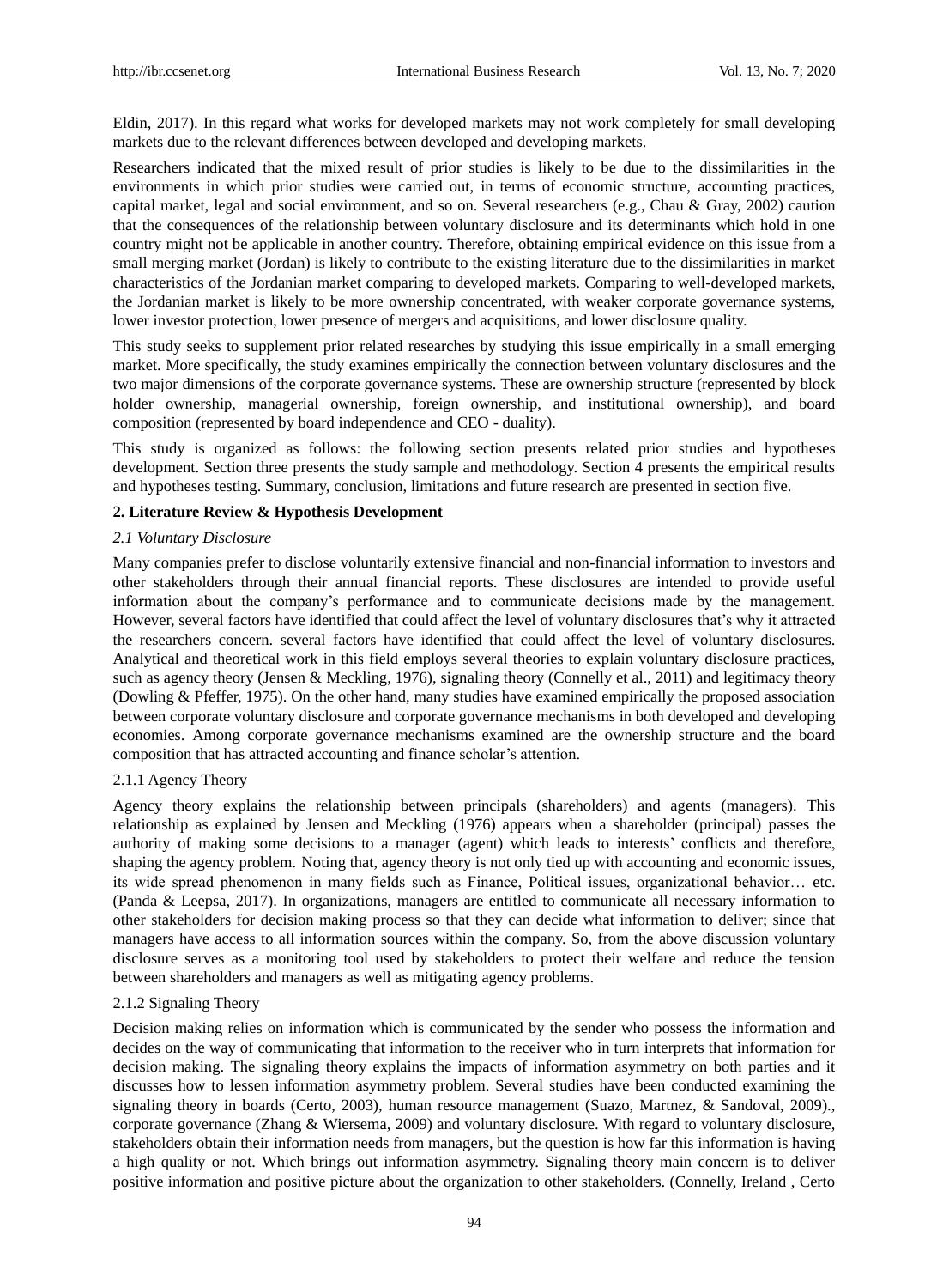Eldin, 2017). In this regard what works for developed markets may not work completely for small developing markets due to the relevant differences between developed and developing markets.

Researchers indicated that the mixed result of prior studies is likely to be due to the dissimilarities in the environments in which prior studies were carried out, in terms of economic structure, accounting practices, capital market, legal and social environment, and so on. Several researchers (e.g., Chau & Gray, 2002) caution that the consequences of the relationship between voluntary disclosure and its determinants which hold in one country might not be applicable in another country. Therefore, obtaining empirical evidence on this issue from a small merging market (Jordan) is likely to contribute to the existing literature due to the dissimilarities in market characteristics of the Jordanian market comparing to developed markets. Comparing to well-developed markets, the Jordanian market is likely to be more ownership concentrated, with weaker corporate governance systems, lower investor protection, lower presence of mergers and acquisitions, and lower disclosure quality.

This study seeks to supplement prior related researches by studying this issue empirically in a small emerging market. More specifically, the study examines empirically the connection between voluntary disclosures and the two major dimensions of the corporate governance systems. These are ownership structure (represented by block holder ownership, managerial ownership, foreign ownership, and institutional ownership), and board composition (represented by board independence and CEO - duality).

This study is organized as follows: the following section presents related prior studies and hypotheses development. Section three presents the study sample and methodology. Section 4 presents the empirical results and hypotheses testing. Summary, conclusion, limitations and future research are presented in section five.

## 2. Literature Review & Hypothesis Development

### *2.1 Voluntary Disclosure*

Many companies prefer to disclose voluntarily extensive financial and non-financial information to investors and other stakeholders through their annual financial reports. These disclosures are intended to provide useful information about the company's performance and to communicate decisions made by the management. However, several factors have identified that could affect the level of voluntary disclosures that's why it attracted the researchers concern. several factors have identified that could affect the level of voluntary disclosures. Analytical and theoretical work in this field employs several theories to explain voluntary disclosure practices, such as agency theory (Jensen & Meckling, 1976), signaling theory (Connelly et al., 2011) and legitimacy theory (Dowling & Pfeffer, 1975). On the other hand, many studies have examined empirically the proposed association between corporate voluntary disclosure and corporate governance mechanisms in both developed and developing economies. Among corporate governance mechanisms examined are the ownership structure and the board composition that has attracted accounting and finance scholar's attention.

#### 2.1.1 Agency Theory

Agency theory explains the relationship between principals (shareholders) and agents (managers). This relationship as explained by Jensen and Meckling (1976) appears when a shareholder (principal) passes the authority of making some decisions to a manager (agent) which leads to interests' conflicts and therefore, shaping the agency problem. Noting that, agency theory is not only tied up with accounting and economic issues, its wide spread phenomenon in many fields such as Finance, Political issues, organizational behavior… etc. (Panda & Leepsa, 2017). In organizations, managers are entitled to communicate all necessary information to other stakeholders for decision making process so that they can decide what information to deliver; since that managers have access to all information sources within the company. So, from the above discussion voluntary disclosure serves as a monitoring tool used by stakeholders to protect their welfare and reduce the tension between shareholders and managers as well as mitigating agency problems.

#### 2.1.2 Signaling Theory

Decision making relies on information which is communicated by the sender who possess the information and decides on the way of communicating that information to the receiver who in turn interprets that information for decision making. The signaling theory explains the impacts of information asymmetry on both parties and it discusses how to lessen information asymmetry problem. Several studies have been conducted examining the signaling theory in boards (Certo, 2003), human resource management (Suazo, Martnez, & Sandoval, 2009)., corporate governance (Zhang & Wiersema, 2009) and voluntary disclosure. With regard to voluntary disclosure, stakeholders obtain their information needs from managers, but the question is how far this information is having a high quality or not. Which brings out information asymmetry. Signaling theory main concern is to deliver positive information and positive picture about the organization to other stakeholders. (Connelly, Ireland , Certo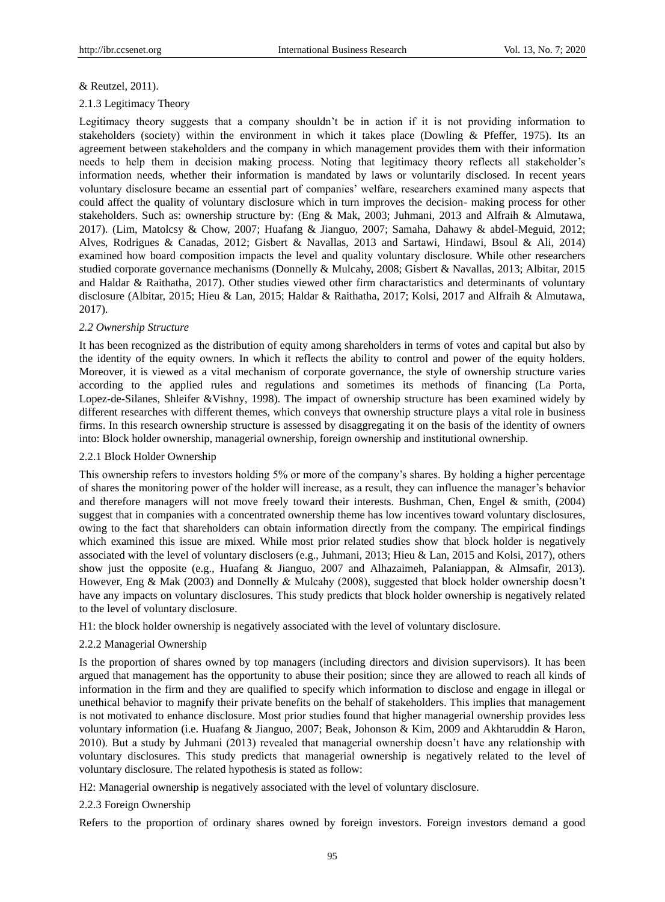& Reutzel, 2011).

#### 2.1.3 Legitimacy Theory

Legitimacy theory suggests that a company shouldn't be in action if it is not providing information to stakeholders (society) within the environment in which it takes place (Dowling & Pfeffer, 1975). Its an agreement between stakeholders and the company in which management provides them with their information needs to help them in decision making process. Noting that legitimacy theory reflects all stakeholder's information needs, whether their information is mandated by laws or voluntarily disclosed. In recent years voluntary disclosure became an essential part of companies' welfare, researchers examined many aspects that could affect the quality of voluntary disclosure which in turn improves the decision- making process for other stakeholders. Such as: ownership structure by: (Eng & Mak, 2003; Juhmani, 2013 and Alfraih & Almutawa, 2017). (Lim, Matolcsy & Chow, 2007; Huafang & Jianguo, 2007; Samaha, Dahawy & abdel-Meguid, 2012; Alves, Rodrigues & Canadas, 2012; Gisbert & Navallas, 2013 and Sartawi, Hindawi, Bsoul & Ali, 2014) examined how board composition impacts the level and quality voluntary disclosure. While other researchers studied corporate governance mechanisms (Donnelly & Mulcahy, 2008; Gisbert & Navallas, 2013; Albitar, 2015 and Haldar & Raithatha, 2017). Other studies viewed other firm charactaristics and determinants of voluntary disclosure (Albitar, 2015; Hieu & Lan, 2015; Haldar & Raithatha, 2017; Kolsi, 2017 and Alfraih & Almutawa, 2017).

### *2.2 Ownership Structure*

It has been recognized as the distribution of equity among shareholders in terms of votes and capital but also by the identity of the equity owners. In which it reflects the ability to control and power of the equity holders. Moreover, it is viewed as a vital mechanism of corporate governance, the style of ownership structure varies according to the applied rules and regulations and sometimes its methods of financing (La Porta, Lopez-de-Silanes, Shleifer &Vishny, 1998). The impact of ownership structure has been examined widely by different researches with different themes, which conveys that ownership structure plays a vital role in business firms. In this research ownership structure is assessed by disaggregating it on the basis of the identity of owners into: Block holder ownership, managerial ownership, foreign ownership and institutional ownership.

#### 2.2.1 Block Holder Ownership

This ownership refers to investors holding 5% or more of the company's shares. By holding a higher percentage of shares the monitoring power of the holder will increase, as a result, they can influence the manager's behavior and therefore managers will not move freely toward their interests. Bushman, Chen, Engel & smith, (2004) suggest that in companies with a concentrated ownership theme has low incentives toward voluntary disclosures, owing to the fact that shareholders can obtain information directly from the company. The empirical findings which examined this issue are mixed. While most prior related studies show that block holder is negatively associated with the level of voluntary disclosers (e.g., Juhmani, 2013; Hieu & Lan, 2015 and Kolsi, 2017), others show just the opposite (e.g., Huafang & Jianguo, 2007 and Alhazaimeh, Palaniappan, & Almsafir, 2013). However, Eng & Mak (2003) and Donnelly & Mulcahy (2008), suggested that block holder ownership doesn't have any impacts on voluntary disclosures. This study predicts that block holder ownership is negatively related to the level of voluntary disclosure.

H1: the block holder ownership is negatively associated with the level of voluntary disclosure.

#### 2.2.2 Managerial Ownership

Is the proportion of shares owned by top managers (including directors and division supervisors). It has been argued that management has the opportunity to abuse their position; since they are allowed to reach all kinds of information in the firm and they are qualified to specify which information to disclose and engage in illegal or unethical behavior to magnify their private benefits on the behalf of stakeholders. This implies that management is not motivated to enhance disclosure. Most prior studies found that higher managerial ownership provides less voluntary information (i.e. Huafang & Jianguo, 2007; Beak, Johonson & Kim, 2009 and Akhtaruddin & Haron, 2010). But a study by Juhmani (2013) revealed that managerial ownership doesn't have any relationship with voluntary disclosures. This study predicts that managerial ownership is negatively related to the level of voluntary disclosure. The related hypothesis is stated as follow:

H2: Managerial ownership is negatively associated with the level of voluntary disclosure.

#### 2.2.3 Foreign Ownership

Refers to the proportion of ordinary shares owned by foreign investors. Foreign investors demand a good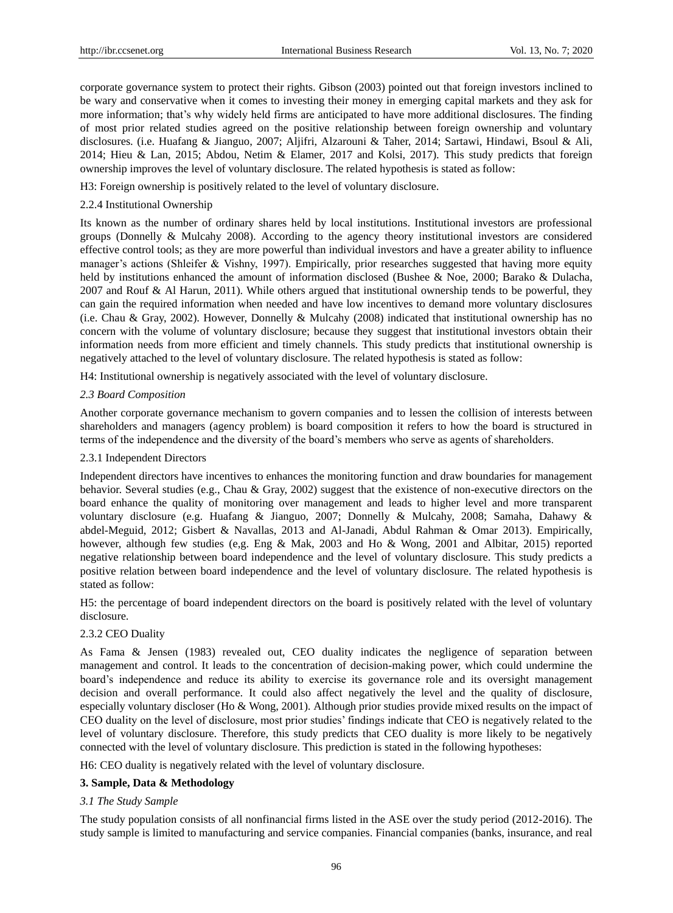corporate governance system to protect their rights. Gibson (2003) pointed out that foreign investors inclined to be wary and conservative when it comes to investing their money in emerging capital markets and they ask for more information; that's why widely held firms are anticipated to have more additional disclosures. The finding of most prior related studies agreed on the positive relationship between foreign ownership and voluntary disclosures. (i.e. Huafang & Jianguo, 2007; Aljifri, Alzarouni & Taher, 2014; Sartawi, Hindawi, Bsoul & Ali, 2014; Hieu & Lan, 2015; Abdou, Netim & Elamer, 2017 and Kolsi, 2017). This study predicts that foreign ownership improves the level of voluntary disclosure. The related hypothesis is stated as follow:

H3: Foreign ownership is positively related to the level of voluntary disclosure.

#### 2.2.4 Institutional Ownership

Its known as the number of ordinary shares held by local institutions. Institutional investors are professional groups (Donnelly & Mulcahy 2008). According to the agency theory institutional investors are considered effective control tools; as they are more powerful than individual investors and have a greater ability to influence manager's actions (Shleifer & Vishny, 1997). Empirically, prior researches suggested that having more equity held by institutions enhanced the amount of information disclosed (Bushee & Noe, 2000; Barako & Dulacha, 2007 and Rouf & Al Harun, 2011). While others argued that institutional ownership tends to be powerful, they can gain the required information when needed and have low incentives to demand more voluntary disclosures (i.e. Chau & Gray, 2002). However, Donnelly & Mulcahy (2008) indicated that institutional ownership has no concern with the volume of voluntary disclosure; because they suggest that institutional investors obtain their information needs from more efficient and timely channels. This study predicts that institutional ownership is negatively attached to the level of voluntary disclosure. The related hypothesis is stated as follow:

H4: Institutional ownership is negatively associated with the level of voluntary disclosure.

### *2.3 Board Composition*

Another corporate governance mechanism to govern companies and to lessen the collision of interests between shareholders and managers (agency problem) is board composition it refers to how the board is structured in terms of the independence and the diversity of the board's members who serve as agents of shareholders.

#### 2.3.1 Independent Directors

Independent directors have incentives to enhances the monitoring function and draw boundaries for management behavior. Several studies (e.g., Chau & Gray, 2002) suggest that the existence of non-executive directors on the board enhance the quality of monitoring over management and leads to higher level and more transparent voluntary disclosure (e.g. Huafang & Jianguo, 2007; Donnelly & Mulcahy, 2008; Samaha, Dahawy & abdel-Meguid, 2012; Gisbert & Navallas, 2013 and Al-Janadi, Abdul Rahman & Omar 2013). Empirically, however, although few studies (e,g. Eng & Mak, 2003 and Ho & Wong, 2001 and Albitar, 2015) reported negative relationship between board independence and the level of voluntary disclosure. This study predicts a positive relation between board independence and the level of voluntary disclosure. The related hypothesis is stated as follow:

H5: the percentage of board independent directors on the board is positively related with the level of voluntary disclosure.

#### 2.3.2 CEO Duality

As Fama & Jensen (1983) revealed out, CEO duality indicates the negligence of separation between management and control. It leads to the concentration of decision-making power, which could undermine the board's independence and reduce its ability to exercise its governance role and its oversight management decision and overall performance. It could also affect negatively the level and the quality of disclosure, especially voluntary discloser (Ho & Wong, 2001). Although prior studies provide mixed results on the impact of CEO duality on the level of disclosure, most prior studies' findings indicate that CEO is negatively related to the level of voluntary disclosure. Therefore, this study predicts that CEO duality is more likely to be negatively connected with the level of voluntary disclosure. This prediction is stated in the following hypotheses:

H6: CEO duality is negatively related with the level of voluntary disclosure.

## **3. Sample, Data & Methodology**

### *3.1 The Study Sample*

The study population consists of all nonfinancial firms listed in the ASE over the study period (2012-2016). The study sample is limited to manufacturing and service companies. Financial companies (banks, insurance, and real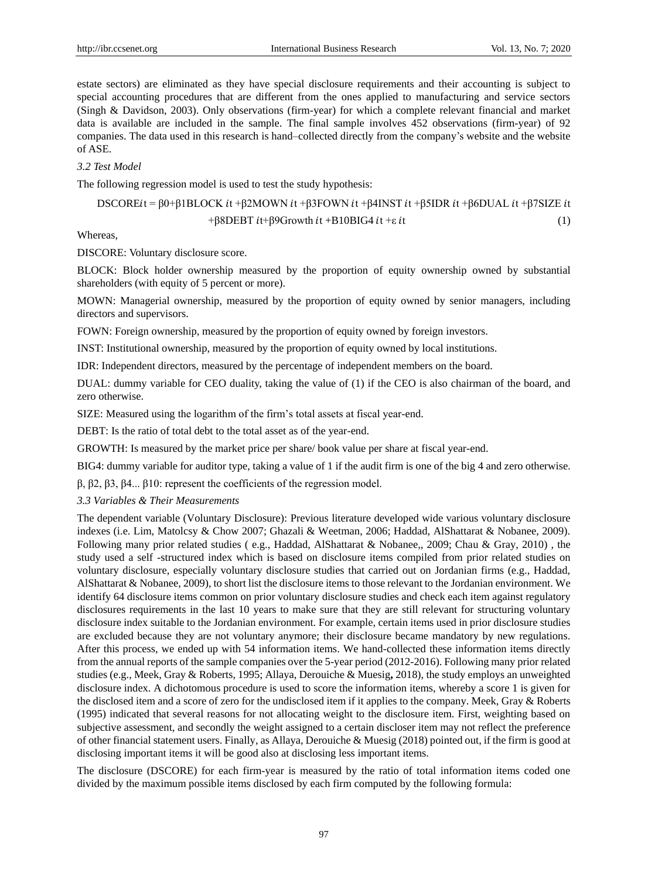estate sectors) are eliminated as they have special disclosure requirements and their accounting is subject to special accounting procedures that are different from the ones applied to manufacturing and service sectors (Singh & Davidson, 2003). Only observations (firm-year) for which a complete relevant financial and market data is available are included in the sample. The final sample involves 452 observations (firm-year) of 92 companies. The data used in this research is hand–collected directly from the company's website and the website of ASE.

### *3.2 Test Model*

The following regression model is used to test the study hypothesis:

$$DSCORE_{it} = \beta 0+\beta 1BLOCK_{it} +\beta 2MOWN_{it} +\beta 3FOWN_{it} +\beta 4INST_{it} +\beta 5IDR_{it} +\beta 6DUAL_{it} +\beta 7SIZE_{it} +\beta 8DEBT_{it}+\beta 9Growth_{it} +B10BIG4_{it} +\varepsilon_{it} \quad (1)$$

Whereas,

DISCORE: Voluntary disclosure score.

BLOCK: Block holder ownership measured by the proportion of equity ownership owned by substantial shareholders (with equity of 5 percent or more).

MOWN: Managerial ownership, measured by the proportion of equity owned by senior managers, including directors and supervisors.

FOWN: Foreign ownership, measured by the proportion of equity owned by foreign investors.

INST: Institutional ownership, measured by the proportion of equity owned by local institutions.

IDR: Independent directors, measured by the percentage of independent members on the board.

DUAL: dummy variable for CEO duality, taking the value of (1) if the CEO is also chairman of the board, and zero otherwise.

SIZE: Measured using the logarithm of the firm's total assets at fiscal year-end.

DEBT: Is the ratio of total debt to the total asset as of the year-end.

GROWTH: Is measured by the market price per share/ book value per share at fiscal year-end.

BIG4: dummy variable for auditor type, taking a value of 1 if the audit firm is one of the big 4 and zero otherwise.

β, β2, β3, β4... β10: represent the coefficients of the regression model.

### *3.3 Variables & Their Measurements*

The dependent variable (Voluntary Disclosure): Previous literature developed wide various voluntary disclosure indexes (i.e. Lim, Matolcsy & Chow 2007; Ghazali & Weetman, 2006; Haddad, AlShattarat & Nobanee, 2009). Following many prior related studies ( e.g., Haddad, AlShattarat & Nobanee,, 2009; Chau & Gray, 2010) , the study used a self -structured index which is based on disclosure items compiled from prior related studies on voluntary disclosure, especially voluntary disclosure studies that carried out on Jordanian firms (e.g., Haddad, AlShattarat & Nobanee, 2009), to short list the disclosure items to those relevant to the Jordanian environment. We identify 64 disclosure items common on prior voluntary disclosure studies and check each item against regulatory disclosures requirements in the last 10 years to make sure that they are still relevant for structuring voluntary disclosure index suitable to the Jordanian environment. For example, certain items used in prior disclosure studies are excluded because they are not voluntary anymore; their disclosure became mandatory by new regulations. After this process, we ended up with 54 information items. We hand-collected these information items directly from the annual reports of the sample companies over the 5-year period (2012-2016). Following many prior related studies (e.g., Meek, Gray & Roberts, 1995; Allaya, Derouiche & Muesig**,** 2018), the study employs an unweighted disclosure index. A dichotomous procedure is used to score the information items, whereby a score 1 is given for the disclosed item and a score of zero for the undisclosed item if it applies to the company. Meek, Gray & Roberts (1995) indicated that several reasons for not allocating weight to the disclosure item. First, weighting based on subjective assessment, and secondly the weight assigned to a certain discloser item may not reflect the preference of other financial statement users. Finally, as Allaya, Derouiche & Muesig (2018) pointed out, if the firm is good at disclosing important items it will be good also at disclosing less important items.

The disclosure (DSCORE) for each firm-year is measured by the ratio of total information items coded one divided by the maximum possible items disclosed by each firm computed by the following formula: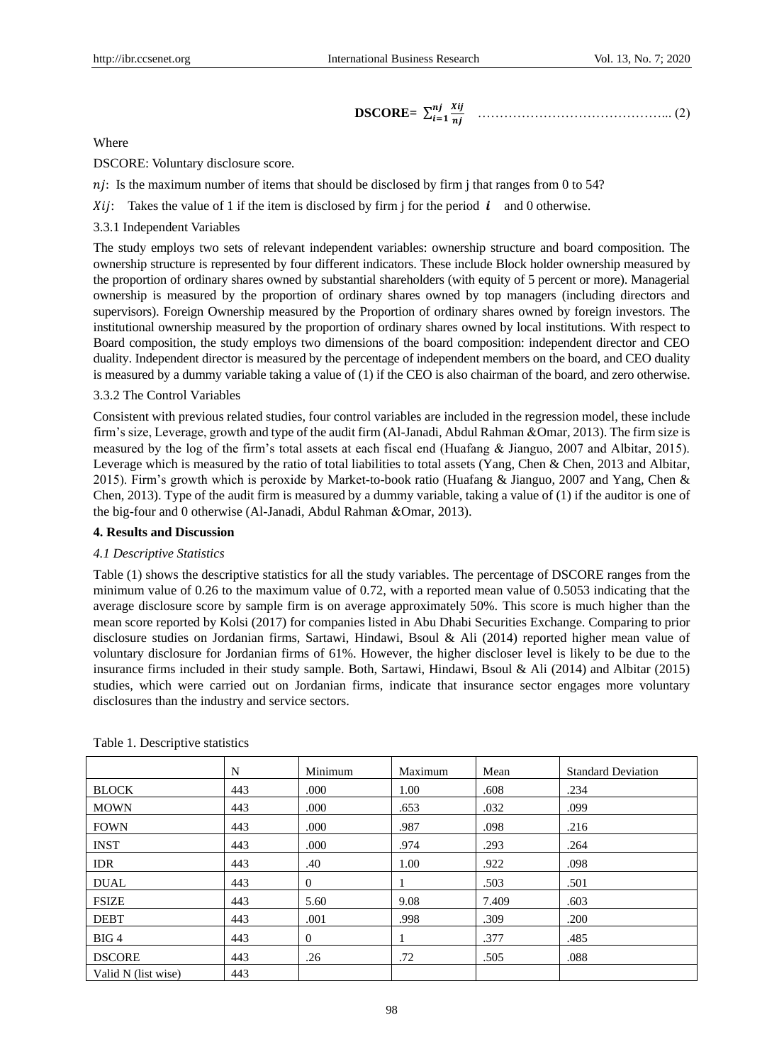$$\textbf{DSCORE}= \sum_{i=1}^{nj} \frac{Xij}{nj} \quad \text{……………………………………..} (2)$$

Where

DSCORE: Voluntary disclosure score.

$nj$: Is the maximum number of items that should be disclosed by firm j that ranges from 0 to 54?

$Xij$: Takes the value of 1 if the item is disclosed by firm j for the period $\boldsymbol{i}$ and 0 otherwise.

3.3.1 Independent Variables

The study employs two sets of relevant independent variables: ownership structure and board composition. The ownership structure is represented by four different indicators. These include Block holder ownership measured by the proportion of ordinary shares owned by substantial shareholders (with equity of 5 percent or more). Managerial ownership is measured by the proportion of ordinary shares owned by top managers (including directors and supervisors). Foreign Ownership measured by the Proportion of ordinary shares owned by foreign investors. The institutional ownership measured by the proportion of ordinary shares owned by local institutions. With respect to Board composition, the study employs two dimensions of the board composition: independent director and CEO duality. Independent director is measured by the percentage of independent members on the board, and CEO duality is measured by a dummy variable taking a value of (1) if the CEO is also chairman of the board, and zero otherwise.

3.3.2 The Control Variables

Consistent with previous related studies, four control variables are included in the regression model, these include firm's size, Leverage, growth and type of the audit firm (Al-Janadi, Abdul Rahman &Omar, 2013). The firm size is measured by the log of the firm's total assets at each fiscal end (Huafang & Jianguo, 2007 and Albitar, 2015). Leverage which is measured by the ratio of total liabilities to total assets (Yang, Chen & Chen, 2013 and Albitar, 2015). Firm's growth which is peroxide by Market-to-book ratio (Huafang & Jianguo, 2007 and Yang, Chen & Chen, 2013). Type of the audit firm is measured by a dummy variable, taking a value of (1) if the auditor is one of the big-four and 0 otherwise (Al-Janadi, Abdul Rahman &Omar, 2013).

## 4. Results and Discussion

### *4.1 Descriptive Statistics*

Table (1) shows the descriptive statistics for all the study variables. The percentage of DSCORE ranges from the minimum value of 0.26 to the maximum value of 0.72, with a reported mean value of 0.5053 indicating that the average disclosure score by sample firm is on average approximately 50%. This score is much higher than the mean score reported by Kolsi (2017) for companies listed in Abu Dhabi Securities Exchange. Comparing to prior disclosure studies on Jordanian firms, Sartawi, Hindawi, Bsoul & Ali (2014) reported higher mean value of voluntary disclosure for Jordanian firms of 61%. However, the higher discloser level is likely to be due to the insurance firms included in their study sample. Both, Sartawi, Hindawi, Bsoul & Ali (2014) and Albitar (2015) studies, which were carried out on Jordanian firms, indicate that insurance sector engages more voluntary disclosures than the industry and service sectors.

Table 1. Descriptive statistics

| | N | Minimum | Maximum | Mean | Standard Deviation |
|---|---|---|---|---|---|
| BLOCK | 443 | .000 | 1.00 | .608 | .234 |
| MOWN | 443 | .000 | .653 | .032 | .099 |
| FOWN | 443 | .000 | .987 | .098 | .216 |
| INST | 443 | .000 | .974 | .293 | .264 |
| IDR | 443 | .40 | 1.00 | .922 | .098 |
| DUAL | 443 | 0 | 1 | .503 | .501 |
| FSIZE | 443 | 5.60 | 9.08 | 7.409 | .603 |
| DEBT | 443 | .001 | .998 | .309 | .200 |
| BIG 4 | 443 | 0 | 1 | .377 | .485 |
| DSCORE | 443 | .26 | .72 | .505 | .088 |
| Valid N (list wise) | 443 | | | | |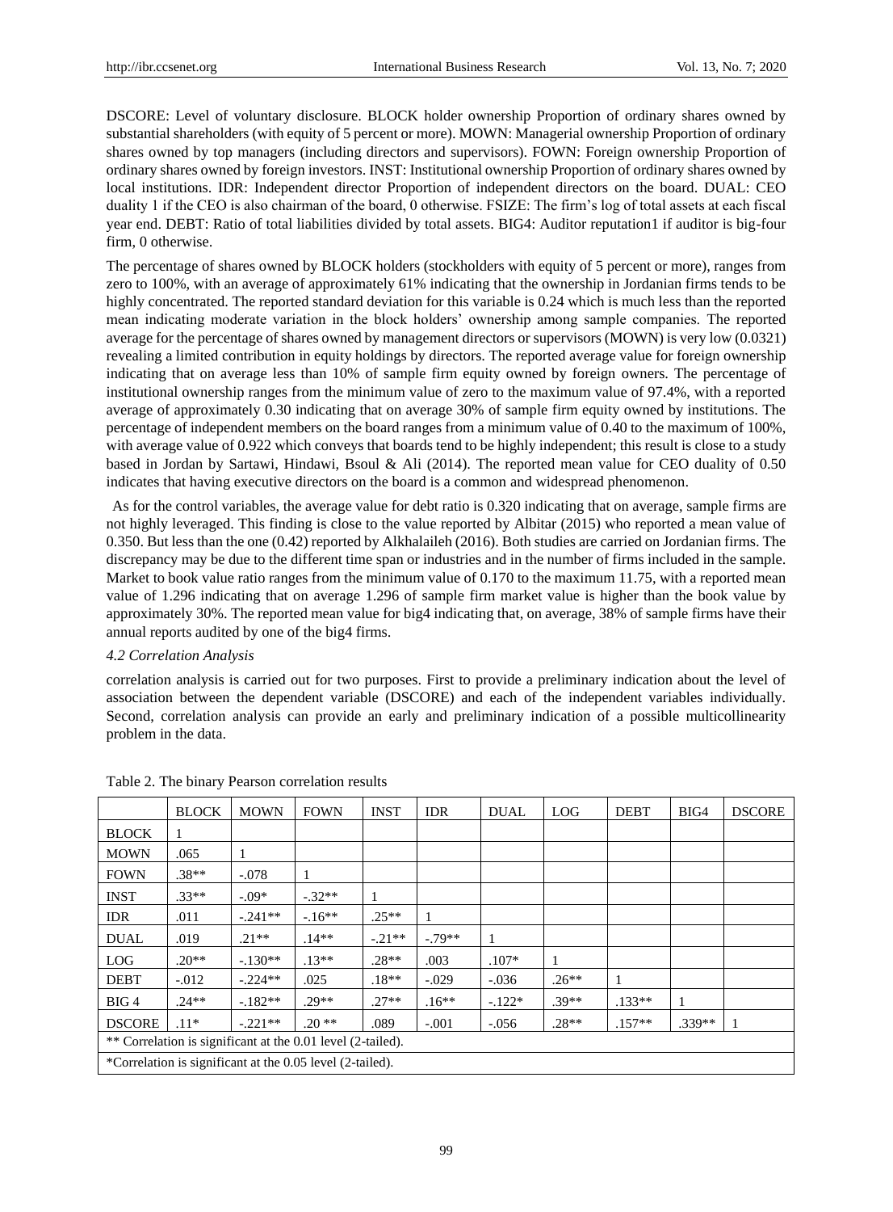DSCORE: Level of voluntary disclosure. BLOCK holder ownership Proportion of ordinary shares owned by substantial shareholders (with equity of 5 percent or more). MOWN: Managerial ownership Proportion of ordinary shares owned by top managers (including directors and supervisors). FOWN: Foreign ownership Proportion of ordinary shares owned by foreign investors. INST: Institutional ownership Proportion of ordinary shares owned by local institutions. IDR: Independent director Proportion of independent directors on the board. DUAL: CEO duality 1 if the CEO is also chairman of the board, 0 otherwise. FSIZE: The firm's log of total assets at each fiscal year end. DEBT: Ratio of total liabilities divided by total assets. BIG4: Auditor reputation1 if auditor is big-four firm, 0 otherwise.

The percentage of shares owned by BLOCK holders (stockholders with equity of 5 percent or more), ranges from zero to 100%, with an average of approximately 61% indicating that the ownership in Jordanian firms tends to be highly concentrated. The reported standard deviation for this variable is 0.24 which is much less than the reported mean indicating moderate variation in the block holders' ownership among sample companies. The reported average for the percentage of shares owned by management directors or supervisors (MOWN) is very low (0.0321) revealing a limited contribution in equity holdings by directors. The reported average value for foreign ownership indicating that on average less than 10% of sample firm equity owned by foreign owners. The percentage of institutional ownership ranges from the minimum value of zero to the maximum value of 97.4%, with a reported average of approximately 0.30 indicating that on average 30% of sample firm equity owned by institutions. The percentage of independent members on the board ranges from a minimum value of 0.40 to the maximum of 100%, with average value of 0.922 which conveys that boards tend to be highly independent; this result is close to a study based in Jordan by Sartawi, Hindawi, Bsoul & Ali (2014). The reported mean value for CEO duality of 0.50 indicates that having executive directors on the board is a common and widespread phenomenon.

As for the control variables, the average value for debt ratio is 0.320 indicating that on average, sample firms are not highly leveraged. This finding is close to the value reported by Albitar (2015) who reported a mean value of 0.350. But less than the one (0.42) reported by Alkhalaileh (2016). Both studies are carried on Jordanian firms. The discrepancy may be due to the different time span or industries and in the number of firms included in the sample. Market to book value ratio ranges from the minimum value of 0.170 to the maximum 11.75, with a reported mean value of 1.296 indicating that on average 1.296 of sample firm market value is higher than the book value by approximately 30%. The reported mean value for big4 indicating that, on average, 38% of sample firms have their annual reports audited by one of the big4 firms.

### *4.2 Correlation Analysis*

correlation analysis is carried out for two purposes. First to provide a preliminary indication about the level of association between the dependent variable (DSCORE) and each of the independent variables individually. Second, correlation analysis can provide an early and preliminary indication of a possible multicollinearity problem in the data.

Table 2. The binary Pearson correlation results

| | BLOCK | MOWN | FOWN | INST | IDR | DUAL | LOG | DEBT | BIG4 | DSCORE |
|---|---|---|---|---|---|---|---|---|---|---|
| BLOCK | 1 | | | | | | | | | |
| MOWN | .065 | 1 | | | | | | | | |
| FOWN | .38** | -.078 | 1 | | | | | | | |
| INST | .33** | -.09* | -.32** | 1 | | | | | | |
| IDR | .011 | -.241** | -.16** | .25** | 1 | | | | | |
| DUAL | .019 | .21** | .14** | -.21** | -.79** | 1 | | | | |
| LOG | .20** | -.130** | .13** | .28** | .003 | .107* | 1 | | | |
| DEBT | -.012 | -.224** | .025 | .18** | -.029 | -.036 | .26** | 1 | | |
| BIG 4 | .24** | -.182** | .29** | .27** | .16** | -.122* | .39** | .133** | 1 | |
| DSCORE | .11* | -.221** | .20 ** | .089 | -.001 | -.056 | .28** | .157** | .339** | 1 |
| ** Correlation is significant at the 0.01 level (2-tailed). | | | | | | | | | | |
| *Correlation is significant at the 0.05 level (2-tailed). | | | | | | | | | | |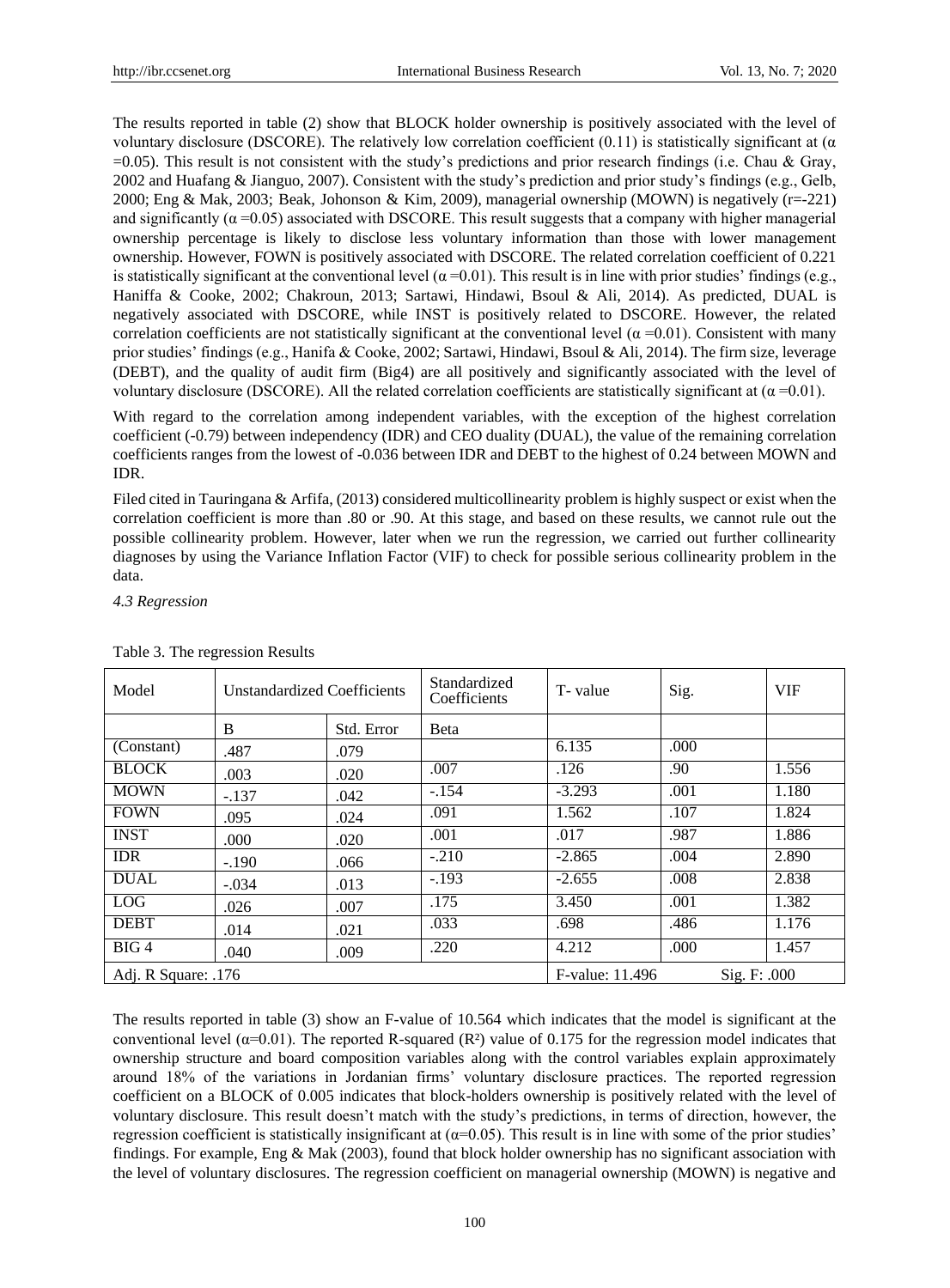The results reported in table (2) show that BLOCK holder ownership is positively associated with the level of voluntary disclosure (DSCORE). The relatively low correlation coefficient (0.11) is statistically significant at (α =0.05). This result is not consistent with the study's predictions and prior research findings (i.e. Chau & Gray, 2002 and Huafang & Jianguo, 2007). Consistent with the study's prediction and prior study's findings (e.g., Gelb, 2000; Eng & Mak, 2003; Beak, Johonson & Kim, 2009), managerial ownership (MOWN) is negatively (r=-221) and significantly (α =0.05) associated with DSCORE. This result suggests that a company with higher managerial ownership percentage is likely to disclose less voluntary information than those with lower management ownership. However, FOWN is positively associated with DSCORE. The related correlation coefficient of 0.221 is statistically significant at the conventional level (α =0.01). This result is in line with prior studies' findings (e.g., Haniffa & Cooke, 2002; Chakroun, 2013; Sartawi, Hindawi, Bsoul & Ali, 2014). As predicted, DUAL is negatively associated with DSCORE, while INST is positively related to DSCORE. However, the related correlation coefficients are not statistically significant at the conventional level (α =0.01). Consistent with many prior studies' findings (e.g., Hanifa & Cooke, 2002; Sartawi, Hindawi, Bsoul & Ali, 2014). The firm size, leverage (DEBT), and the quality of audit firm (Big4) are all positively and significantly associated with the level of voluntary disclosure (DSCORE). All the related correlation coefficients are statistically significant at (α =0.01).

With regard to the correlation among independent variables, with the exception of the highest correlation coefficient (-0.79) between independency (IDR) and CEO duality (DUAL), the value of the remaining correlation coefficients ranges from the lowest of -0.036 between IDR and DEBT to the highest of 0.24 between MOWN and IDR.

Filed cited in Tauringana & Arfifa, (2013) considered multicollinearity problem is highly suspect or exist when the correlation coefficient is more than .80 or .90. At this stage, and based on these results, we cannot rule out the possible collinearity problem. However, later when we run the regression, we carried out further collinearity diagnoses by using the Variance Inflation Factor (VIF) to check for possible serious collinearity problem in the data.

*4.3 Regression*

Table 3. The regression Results

| Model | Unstandardized Coefficients | | Standardized Coefficients | T- value | Sig. | VIF |
|---|---|---|---|---|---|---|
| | B | Std. Error | Beta | | | |
| (Constant) | .487 | .079 | | 6.135 | .000 | |
| BLOCK | .003 | .020 | .007 | .126 | .90 | 1.556 |
| MOWN | -.137 | .042 | -.154 | -3.293 | .001 | 1.180 |
| FOWN | .095 | .024 | .091 | 1.562 | .107 | 1.824 |
| INST | .000 | .020 | .001 | .017 | .987 | 1.886 |
| IDR | -.190 | .066 | -.210 | -2.865 | .004 | 2.890 |
| DUAL | -.034 | .013 | -.193 | -2.655 | .008 | 2.838 |
| LOG | .026 | .007 | .175 | 3.450 | .001 | 1.382 |
| DEBT | .014 | .021 | .033 | .698 | .486 | 1.176 |
| BIG 4 | .040 | .009 | .220 | 4.212 | .000 | 1.457 |
| Adj. R Square: .176 | | | | F-value: 11.496 | Sig. F: .000 | |

The results reported in table (3) show an F-value of 10.564 which indicates that the model is significant at the conventional level (α=0.01). The reported R-squared ($R^2$) value of 0.175 for the regression model indicates that ownership structure and board composition variables along with the control variables explain approximately around 18% of the variations in Jordanian firms' voluntary disclosure practices. The reported regression coefficient on a BLOCK of 0.005 indicates that block-holders ownership is positively related with the level of voluntary disclosure. This result doesn't match with the study's predictions, in terms of direction, however, the regression coefficient is statistically insignificant at (α=0.05). This result is in line with some of the prior studies' findings. For example, Eng & Mak (2003), found that block holder ownership has no significant association with the level of voluntary disclosures. The regression coefficient on managerial ownership (MOWN) is negative and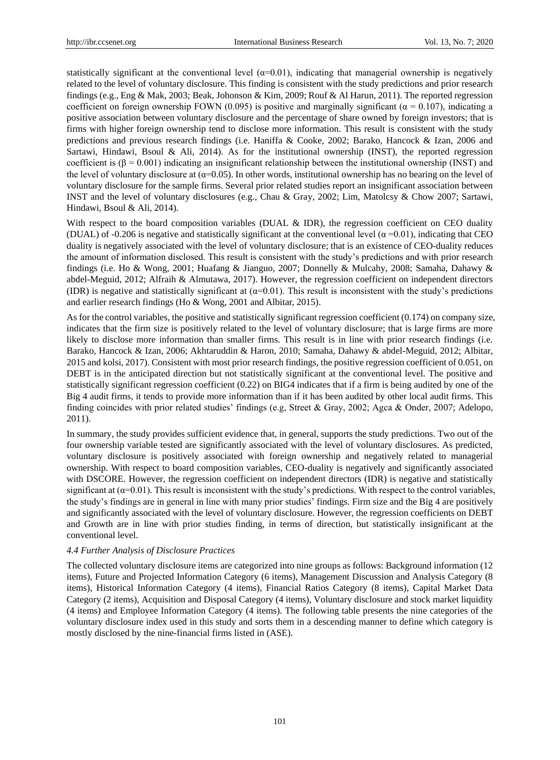statistically significant at the conventional level ($\alpha$=0.01), indicating that managerial ownership is negatively related to the level of voluntary disclosure. This finding is consistent with the study predictions and prior research findings (e.g., Eng & Mak, 2003; Beak, Johonson & Kim, 2009; Rouf & Al Harun, 2011). The reported regression coefficient on foreign ownership FOWN (0.095) is positive and marginally significant ($\alpha$ = 0.107), indicating a positive association between voluntary disclosure and the percentage of share owned by foreign investors; that is firms with higher foreign ownership tend to disclose more information. This result is consistent with the study predictions and previous research findings (i.e. Haniffa & Cooke, 2002; Barako, Hancock & Izan, 2006 and Sartawi, Hindawi, Bsoul & Ali, 2014). As for the institutional ownership (INST), the reported regression coefficient is ($\beta$ = 0.001) indicating an insignificant relationship between the institutional ownership (INST) and the level of voluntary disclosure at ($\alpha$=0.05). In other words, institutional ownership has no bearing on the level of voluntary disclosure for the sample firms. Several prior related studies report an insignificant association between INST and the level of voluntary disclosures (e.g., Chau & Gray, 2002; Lim, Matolcsy & Chow 2007; Sartawi, Hindawi, Bsoul & Ali, 2014).

With respect to the board composition variables (DUAL & IDR), the regression coefficient on CEO duality (DUAL) of -0.206 is negative and statistically significant at the conventional level ($\alpha$ =0.01), indicating that CEO duality is negatively associated with the level of voluntary disclosure; that is an existence of CEO-duality reduces the amount of information disclosed. This result is consistent with the study's predictions and with prior research findings (i.e. Ho & Wong, 2001; Huafang & Jianguo, 2007; Donnelly & Mulcahy, 2008; Samaha, Dahawy & abdel-Meguid, 2012; Alfraih & Almutawa, 2017). However, the regression coefficient on independent directors (IDR) is negative and statistically significant at ($\alpha$=0.01). This result is inconsistent with the study's predictions and earlier research findings (Ho & Wong, 2001 and Albitar, 2015).

As for the control variables, the positive and statistically significant regression coefficient (0.174) on company size, indicates that the firm size is positively related to the level of voluntary disclosure; that is large firms are more likely to disclose more information than smaller firms. This result is in line with prior research findings (i.e. Barako, Hancock & Izan, 2006; Akhtaruddin & Haron, 2010; Samaha, Dahawy & abdel-Meguid, 2012; Albitar, 2015 and kolsi, 2017). Consistent with most prior research findings, the positive regression coefficient of 0.051, on DEBT is in the anticipated direction but not statistically significant at the conventional level. The positive and statistically significant regression coefficient (0.22) on BIG4 indicates that if a firm is being audited by one of the Big 4 audit firms, it tends to provide more information than if it has been audited by other local audit firms. This finding coincides with prior related studies' findings (e.g, Street & Gray, 2002; Agca & Onder, 2007; Adelopo, 2011).

In summary, the study provides sufficient evidence that, in general, supports the study predictions. Two out of the four ownership variable tested are significantly associated with the level of voluntary disclosures. As predicted, voluntary disclosure is positively associated with foreign ownership and negatively related to managerial ownership. With respect to board composition variables, CEO-duality is negatively and significantly associated with DSCORE. However, the regression coefficient on independent directors (IDR) is negative and statistically significant at ($\alpha$=0.01). This result is inconsistent with the study's predictions. With respect to the control variables, the study's findings are in general in line with many prior studies' findings. Firm size and the Big 4 are positively and significantly associated with the level of voluntary disclosure. However, the regression coefficients on DEBT and Growth are in line with prior studies finding, in terms of direction, but statistically insignificant at the conventional level.

### *4.4 Further Analysis of Disclosure Practices*

The collected voluntary disclosure items are categorized into nine groups as follows: Background information (12 items), Future and Projected Information Category (6 items), Management Discussion and Analysis Category (8 items), Historical Information Category (4 items), Financial Ratios Category (8 items), Capital Market Data Category (2 items), Acquisition and Disposal Category (4 items), Voluntary disclosure and stock market liquidity (4 items) and Employee Information Category (4 items). The following table presents the nine categories of the voluntary disclosure index used in this study and sorts them in a descending manner to define which category is mostly disclosed by the nine-financial firms listed in (ASE).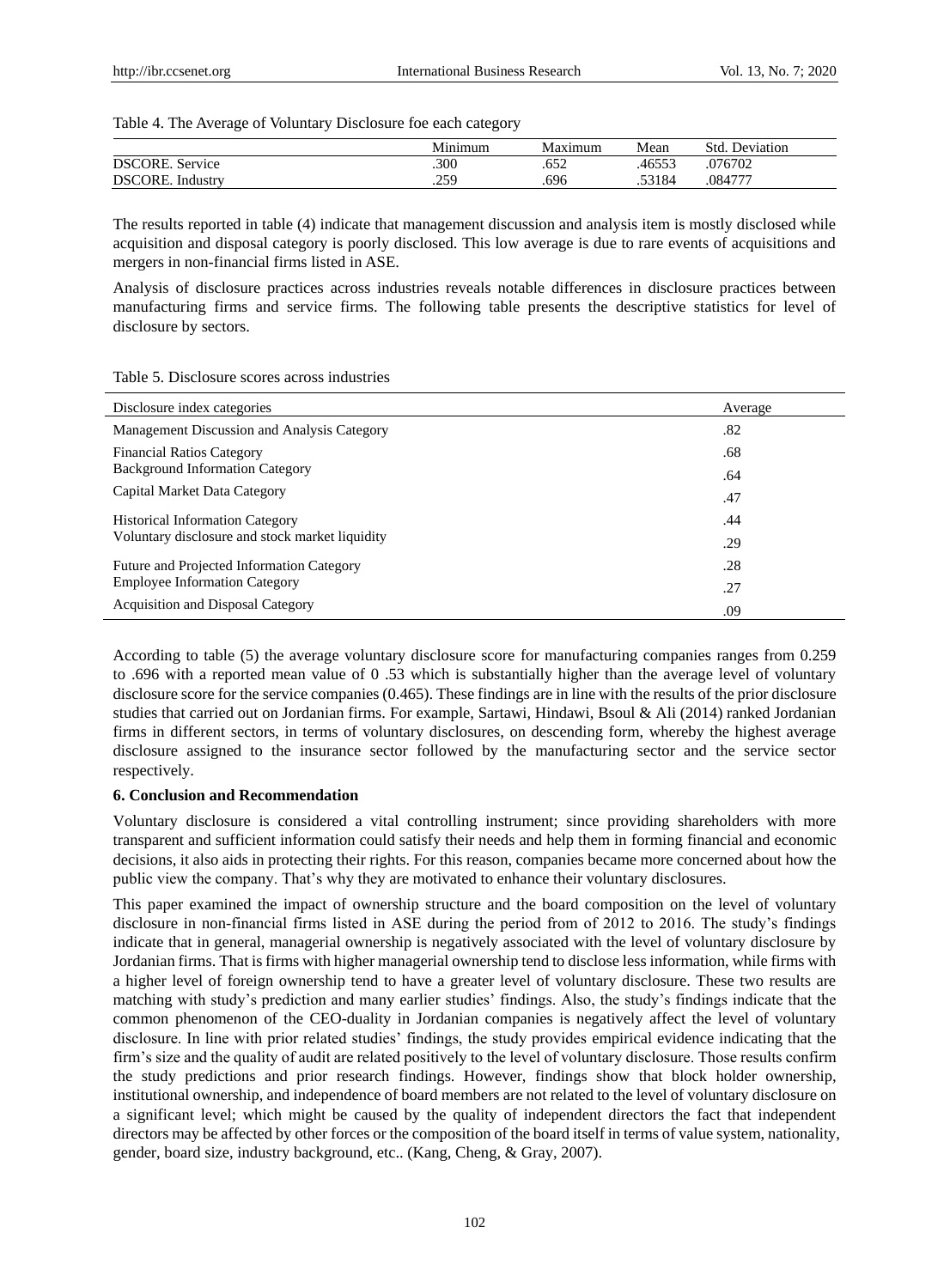Table 4. The Average of Voluntary Disclosure foe each category

| | Minimum | Maximum | Mean | Std. Deviation |
|---|---|---|---|---|
| DSCORE. Service | .300 | .652 | .46553 | .076702 |
| DSCORE. Industry | .259 | .696 | .53184 | .084777 |

The results reported in table (4) indicate that management discussion and analysis item is mostly disclosed while acquisition and disposal category is poorly disclosed. This low average is due to rare events of acquisitions and mergers in non-financial firms listed in ASE.

Analysis of disclosure practices across industries reveals notable differences in disclosure practices between manufacturing firms and service firms. The following table presents the descriptive statistics for level of disclosure by sectors.

Table 5. Disclosure scores across industries

| Disclosure index categories | Average |
|---|---|
| Management Discussion and Analysis Category | .82 |
| Financial Ratios Category | .68 |
| Background Information Category | .64 |
| Capital Market Data Category | .47 |
| Historical Information Category | .44 |
| Voluntary disclosure and stock market liquidity | .29 |
| Future and Projected Information Category | .28 |
| Employee Information Category | .27 |
| Acquisition and Disposal Category | .09 |

According to table (5) the average voluntary disclosure score for manufacturing companies ranges from 0.259 to .696 with a reported mean value of 0 .53 which is substantially higher than the average level of voluntary disclosure score for the service companies (0.465). These findings are in line with the results of the prior disclosure studies that carried out on Jordanian firms. For example, Sartawi, Hindawi, Bsoul & Ali (2014) ranked Jordanian firms in different sectors, in terms of voluntary disclosures, on descending form, whereby the highest average disclosure assigned to the insurance sector followed by the manufacturing sector and the service sector respectively.

**6. Conclusion and Recommendation**

Voluntary disclosure is considered a vital controlling instrument; since providing shareholders with more transparent and sufficient information could satisfy their needs and help them in forming financial and economic decisions, it also aids in protecting their rights. For this reason, companies became more concerned about how the public view the company. That's why they are motivated to enhance their voluntary disclosures.

This paper examined the impact of ownership structure and the board composition on the level of voluntary disclosure in non-financial firms listed in ASE during the period from of 2012 to 2016. The study's findings indicate that in general, managerial ownership is negatively associated with the level of voluntary disclosure by Jordanian firms. That is firms with higher managerial ownership tend to disclose less information, while firms with a higher level of foreign ownership tend to have a greater level of voluntary disclosure. These two results are matching with study's prediction and many earlier studies' findings. Also, the study's findings indicate that the common phenomenon of the CEO-duality in Jordanian companies is negatively affect the level of voluntary disclosure. In line with prior related studies' findings, the study provides empirical evidence indicating that the firm's size and the quality of audit are related positively to the level of voluntary disclosure. Those results confirm the study predictions and prior research findings. However, findings show that block holder ownership, institutional ownership, and independence of board members are not related to the level of voluntary disclosure on a significant level; which might be caused by the quality of independent directors the fact that independent directors may be affected by other forces or the composition of the board itself in terms of value system, nationality, gender, board size, industry background, etc.. (Kang, Cheng, & Gray, 2007).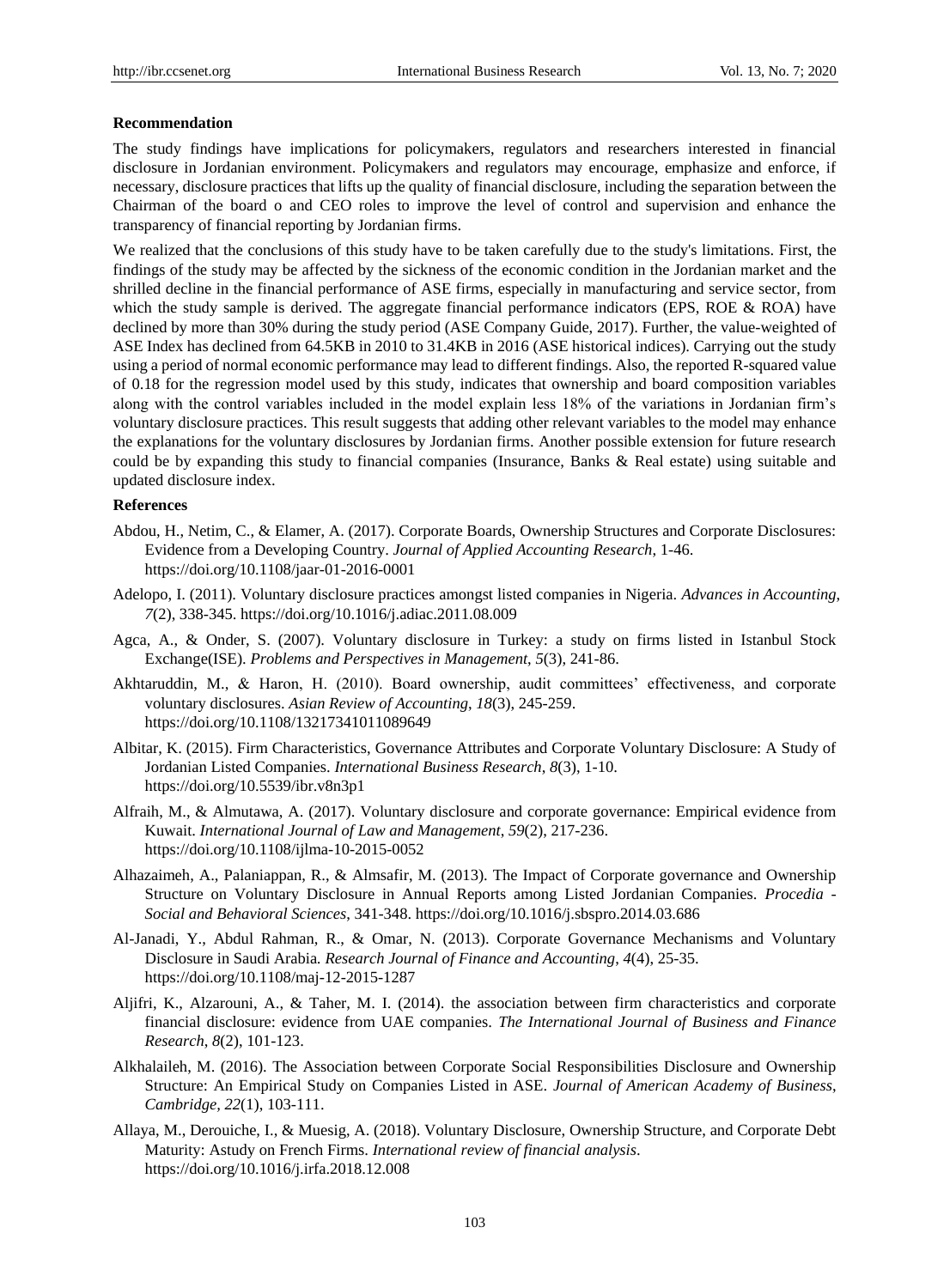**Recommendation**

The study findings have implications for policymakers, regulators and researchers interested in financial disclosure in Jordanian environment. Policymakers and regulators may encourage, emphasize and enforce, if necessary, disclosure practices that lifts up the quality of financial disclosure, including the separation between the Chairman of the board o and CEO roles to improve the level of control and supervision and enhance the transparency of financial reporting by Jordanian firms.

We realized that the conclusions of this study have to be taken carefully due to the study's limitations. First, the findings of the study may be affected by the sickness of the economic condition in the Jordanian market and the shrilled decline in the financial performance of ASE firms, especially in manufacturing and service sector, from which the study sample is derived. The aggregate financial performance indicators (EPS, ROE & ROA) have declined by more than 30% during the study period (ASE Company Guide, 2017). Further, the value-weighted of ASE Index has declined from 64.5KB in 2010 to 31.4KB in 2016 (ASE historical indices). Carrying out the study using a period of normal economic performance may lead to different findings. Also, the reported R-squared value of 0.18 for the regression model used by this study, indicates that ownership and board composition variables along with the control variables included in the model explain less 18% of the variations in Jordanian firm's voluntary disclosure practices. This result suggests that adding other relevant variables to the model may enhance the explanations for the voluntary disclosures by Jordanian firms. Another possible extension for future research could be by expanding this study to financial companies (Insurance, Banks & Real estate) using suitable and updated disclosure index.

**References**

Abdou, H., Netim, C., & Elamer, A. (2017). Corporate Boards, Ownership Structures and Corporate Disclosures: Evidence from a Developing Country. *Journal of Applied Accounting Research*, 1-46. https://doi.org/10.1108/jaar-01-2016-0001

Adelopo, I. (2011). Voluntary disclosure practices amongst listed companies in Nigeria. *Advances in Accounting*, *7*(2), 338-345. https://doi.org/10.1016/j.adiac.2011.08.009

Agca, A., & Onder, S. (2007). Voluntary disclosure in Turkey: a study on firms listed in Istanbul Stock Exchange(ISE). *Problems and Perspectives in Management*, *5*(3), 241-86.

Akhtaruddin, M., & Haron, H. (2010). Board ownership, audit committees' effectiveness, and corporate voluntary disclosures. *Asian Review of Accounting*, *18*(3), 245-259. https://doi.org/10.1108/13217341011089649

Albitar, K. (2015). Firm Characteristics, Governance Attributes and Corporate Voluntary Disclosure: A Study of Jordanian Listed Companies. *International Business Research*, *8*(3), 1-10. https://doi.org/10.5539/ibr.v8n3p1

Alfraih, M., & Almutawa, A. (2017). Voluntary disclosure and corporate governance: Empirical evidence from Kuwait. *International Journal of Law and Management*, *59*(2), 217-236. https://doi.org/10.1108/ijlma-10-2015-0052

Alhazaimeh, A., Palaniappan, R., & Almsafir, M. (2013). The Impact of Corporate governance and Ownership Structure on Voluntary Disclosure in Annual Reports among Listed Jordanian Companies. *Procedia - Social and Behavioral Sciences*, 341-348. https://doi.org/10.1016/j.sbspro.2014.03.686

Al-Janadi, Y., Abdul Rahman, R., & Omar, N. (2013). Corporate Governance Mechanisms and Voluntary Disclosure in Saudi Arabia. *Research Journal of Finance and Accounting*, *4*(4), 25-35. https://doi.org/10.1108/maj-12-2015-1287

Aljifri, K., Alzarouni, A., & Taher, M. I. (2014). the association between firm characteristics and corporate financial disclosure: evidence from UAE companies. *The International Journal of Business and Finance Research*, *8*(2), 101-123.

Alkhalaileh, M. (2016). The Association between Corporate Social Responsibilities Disclosure and Ownership Structure: An Empirical Study on Companies Listed in ASE. *Journal of American Academy of Business, Cambridge*, *22*(1), 103-111.

Allaya, M., Derouiche, I., & Muesig, A. (2018). Voluntary Disclosure, Ownership Structure, and Corporate Debt Maturity: Astudy on French Firms. *International review of financial analysis*. https://doi.org/10.1016/j.irfa.2018.12.008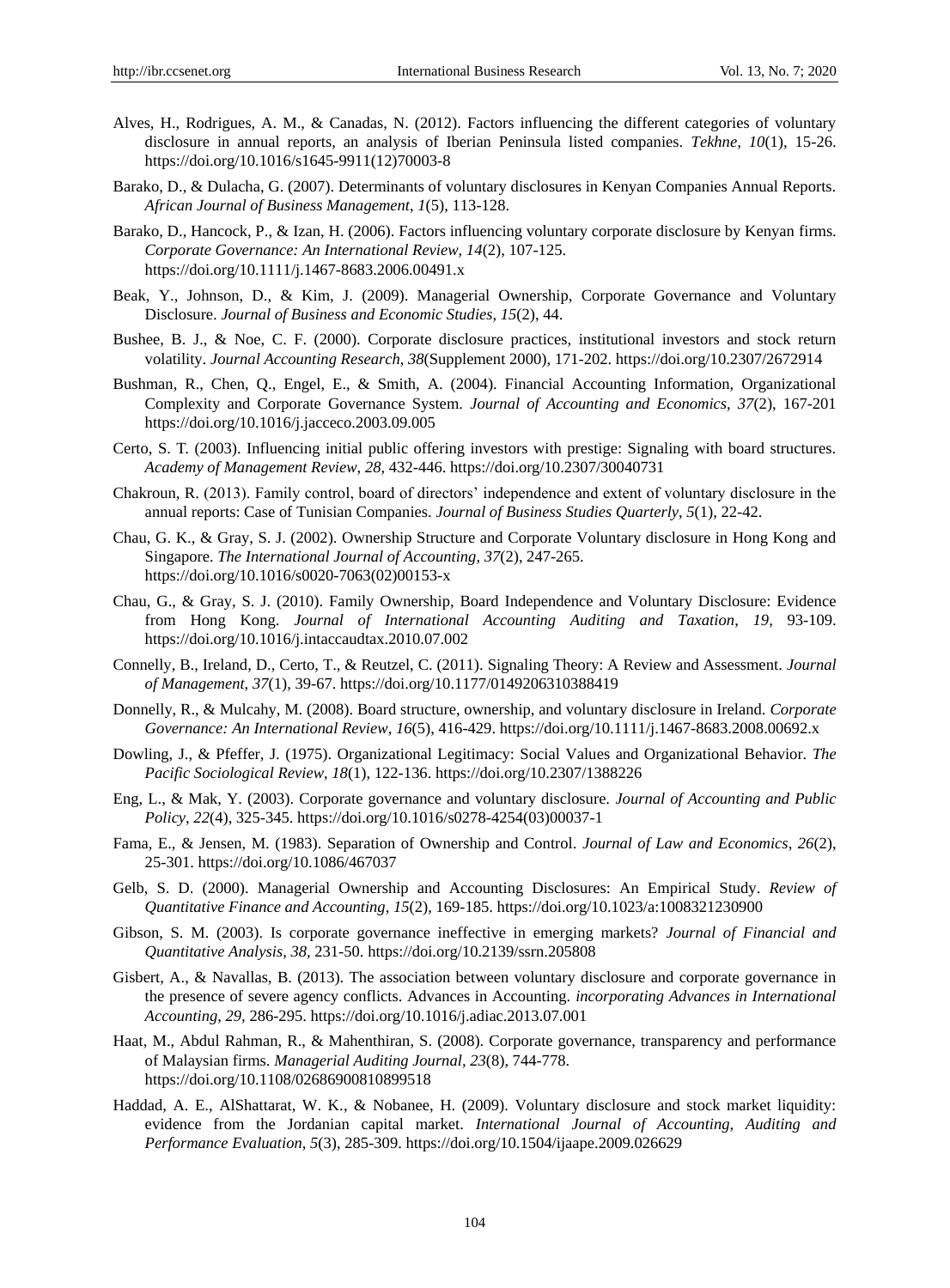Alves, H., Rodrigues, A. M., & Canadas, N. (2012). Factors influencing the different categories of voluntary disclosure in annual reports, an analysis of Iberian Peninsula listed companies. *Tekhne, 10*(1), 15-26. https://doi.org/10.1016/s1645-9911(12)70003-8

Barako, D., & Dulacha, G. (2007). Determinants of voluntary disclosures in Kenyan Companies Annual Reports. *African Journal of Business Management*, *1*(5), 113-128.

Barako, D., Hancock, P., & Izan, H. (2006). Factors influencing voluntary corporate disclosure by Kenyan firms. *Corporate Governance: An International Review, 14*(2), 107-125. https://doi.org/10.1111/j.1467-8683.2006.00491.x

Beak, Y., Johnson, D., & Kim, J. (2009). Managerial Ownership, Corporate Governance and Voluntary Disclosure. *Journal of Business and Economic Studies*, *15*(2), 44.

Bushee, B. J., & Noe, C. F. (2000). Corporate disclosure practices, institutional investors and stock return volatility. *Journal Accounting Research*, *38*(Supplement 2000), 171-202. https://doi.org/10.2307/2672914

Bushman, R., Chen, Q., Engel, E., & Smith, A. (2004). Financial Accounting Information, Organizational Complexity and Corporate Governance System. *Journal of Accounting and Economics*, *37*(2), 167-201 https://doi.org/10.1016/j.jacceco.2003.09.005

Certo, S. T. (2003). Influencing initial public offering investors with prestige: Signaling with board structures. *Academy of Management Review*, *28,* 432-446. https://doi.org/10.2307/30040731

Chakroun, R. (2013). Family control, board of directors' independence and extent of voluntary disclosure in the annual reports: Case of Tunisian Companies. *Journal of Business Studies Quarterly*, *5*(1), 22-42.

Chau, G. K., & Gray, S. J. (2002). Ownership Structure and Corporate Voluntary disclosure in Hong Kong and Singapore. *The International Journal of Accounting*, *37*(2), 247-265. https://doi.org/10.1016/s0020-7063(02)00153-x

Chau, G., & Gray, S. J. (2010). Family Ownership, Board Independence and Voluntary Disclosure: Evidence from Hong Kong. *Journal of International Accounting Auditing and Taxation*, *19,* 93-109. https://doi.org/10.1016/j.intaccaudtax.2010.07.002

Connelly, B., Ireland, D., Certo, T., & Reutzel, C. (2011). Signaling Theory: A Review and Assessment. *Journal of Management*, *37*(1), 39-67. https://doi.org/10.1177/0149206310388419

Donnelly, R., & Mulcahy, M. (2008). Board structure, ownership, and voluntary disclosure in Ireland. *Corporate Governance: An International Review*, *16*(5), 416-429. https://doi.org/10.1111/j.1467-8683.2008.00692.x

Dowling, J., & Pfeffer, J. (1975). Organizational Legitimacy: Social Values and Organizational Behavior. *The Pacific Sociological Review*, *18*(1), 122-136. https://doi.org/10.2307/1388226

Eng, L., & Mak, Y. (2003). Corporate governance and voluntary disclosure. *Journal of Accounting and Public Policy*, *22*(4), 325-345. https://doi.org/10.1016/s0278-4254(03)00037-1

Fama, E., & Jensen, M. (1983). Separation of Ownership and Control. *Journal of Law and Economics*, *26*(2), 25-301. https://doi.org/10.1086/467037

Gelb, S. D. (2000). Managerial Ownership and Accounting Disclosures: An Empirical Study. *Review of Quantitative Finance and Accounting*, *15*(2), 169-185. https://doi.org/10.1023/a:1008321230900

Gibson, S. M. (2003). Is corporate governance ineffective in emerging markets? *Journal of Financial and Quantitative Analysis*, *38,* 231-50. https://doi.org/10.2139/ssrn.205808

Gisbert, A., & Navallas, B. (2013). The association between voluntary disclosure and corporate governance in the presence of severe agency conflicts. Advances in Accounting. *incorporating Advances in International Accounting, 29,* 286-295. https://doi.org/10.1016/j.adiac.2013.07.001

Haat, M., Abdul Rahman, R., & Mahenthiran, S. (2008). Corporate governance, transparency and performance of Malaysian firms. *Managerial Auditing Journal*, *23*(8), 744-778. https://doi.org/10.1108/02686900810899518

Haddad, A. E., AlShattarat, W. K., & Nobanee, H. (2009). Voluntary disclosure and stock market liquidity: evidence from the Jordanian capital market. *International Journal of Accounting, Auditing and Performance Evaluation*, *5*(3), 285-309. https://doi.org/10.1504/ijaape.2009.026629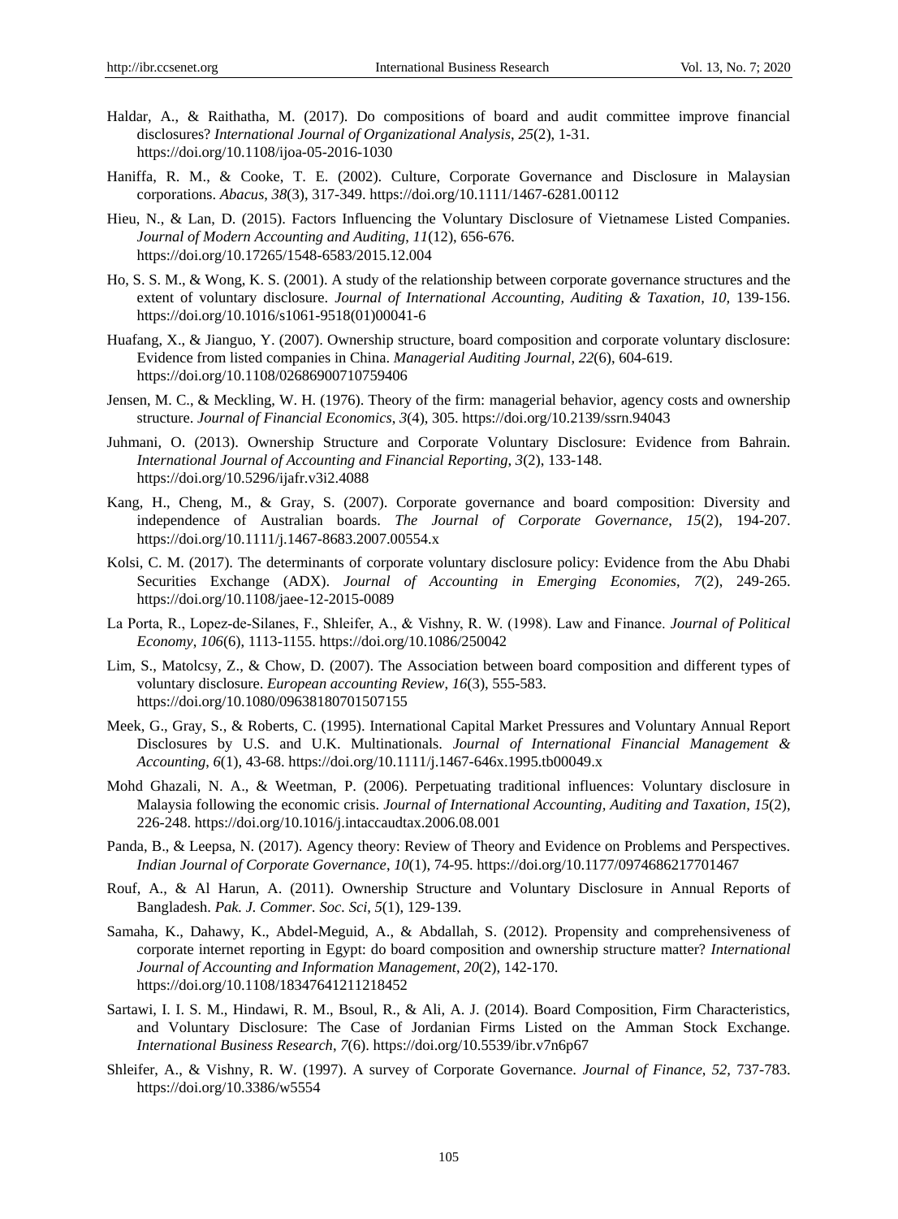Haldar, A., & Raithatha, M. (2017). Do compositions of board and audit committee improve financial disclosures? *International Journal of Organizational Analysis*, *25*(2), 1-31. https://doi.org/10.1108/ijoa-05-2016-1030

Haniffa, R. M., & Cooke, T. E. (2002). Culture, Corporate Governance and Disclosure in Malaysian corporations. *Abacus*, *38*(3), 317-349. https://doi.org/10.1111/1467-6281.00112

Hieu, N., & Lan, D. (2015). Factors Influencing the Voluntary Disclosure of Vietnamese Listed Companies. *Journal of Modern Accounting and Auditing*, *11*(12), 656-676. https://doi.org/10.17265/1548-6583/2015.12.004

Ho, S. S. M., & Wong, K. S. (2001). A study of the relationship between corporate governance structures and the extent of voluntary disclosure. *Journal of International Accounting, Auditing & Taxation*, *10,* 139-156. https://doi.org/10.1016/s1061-9518(01)00041-6

Huafang, X., & Jianguo, Y. (2007). Ownership structure, board composition and corporate voluntary disclosure: Evidence from listed companies in China. *Managerial Auditing Journal*, *22*(6), 604-619. https://doi.org/10.1108/02686900710759406

Jensen, M. C., & Meckling, W. H. (1976). Theory of the firm: managerial behavior, agency costs and ownership structure. *Journal of Financial Economics*, *3*(4), 305. https://doi.org/10.2139/ssrn.94043

Juhmani, O. (2013). Ownership Structure and Corporate Voluntary Disclosure: Evidence from Bahrain. *International Journal of Accounting and Financial Reporting*, *3*(2), 133-148. https://doi.org/10.5296/ijafr.v3i2.4088

Kang, H., Cheng, M., & Gray, S. (2007). Corporate governance and board composition: Diversity and independence of Australian boards. *The Journal of Corporate Governance*, *15*(2), 194-207. https://doi.org/10.1111/j.1467-8683.2007.00554.x

Kolsi, C. M. (2017). The determinants of corporate voluntary disclosure policy: Evidence from the Abu Dhabi Securities Exchange (ADX). *Journal of Accounting in Emerging Economies*, *7*(2), 249-265. https://doi.org/10.1108/jaee-12-2015-0089

La Porta, R., Lopez-de-Silanes, F., Shleifer, A., & Vishny, R. W. (1998). Law and Finance. *Journal of Political Economy*, *106*(6), 1113-1155. https://doi.org/10.1086/250042

Lim, S., Matolcsy, Z., & Chow, D. (2007). The Association between board composition and different types of voluntary disclosure. *European accounting Review*, *16*(3), 555-583. https://doi.org/10.1080/09638180701507155

Meek, G., Gray, S., & Roberts, C. (1995). International Capital Market Pressures and Voluntary Annual Report Disclosures by U.S. and U.K. Multinationals. *Journal of International Financial Management & Accounting*, *6*(1), 43-68. https://doi.org/10.1111/j.1467-646x.1995.tb00049.x

Mohd Ghazali, N. A., & Weetman, P. (2006). Perpetuating traditional influences: Voluntary disclosure in Malaysia following the economic crisis. *Journal of International Accounting, Auditing and Taxation*, *15*(2), 226-248. https://doi.org/10.1016/j.intaccaudtax.2006.08.001

Panda, B., & Leepsa, N. (2017). Agency theory: Review of Theory and Evidence on Problems and Perspectives. *Indian Journal of Corporate Governance*, *10*(1), 74-95. https://doi.org/10.1177/0974686217701467

Rouf, A., & Al Harun, A. (2011). Ownership Structure and Voluntary Disclosure in Annual Reports of Bangladesh. *Pak. J. Commer. Soc. Sci*, *5*(1), 129-139.

Samaha, K., Dahawy, K., Abdel-Meguid, A., & Abdallah, S. (2012). Propensity and comprehensiveness of corporate internet reporting in Egypt: do board composition and ownership structure matter? *International Journal of Accounting and Information Management*, *20*(2), 142-170. https://doi.org/10.1108/18347641211218452

Sartawi, I. I. S. M., Hindawi, R. M., Bsoul, R., & Ali, A. J. (2014). Board Composition, Firm Characteristics, and Voluntary Disclosure: The Case of Jordanian Firms Listed on the Amman Stock Exchange. *International Business Research*, *7*(6). https://doi.org/10.5539/ibr.v7n6p67

Shleifer, A., & Vishny, R. W. (1997). A survey of Corporate Governance. *Journal of Finance*, *52,* 737-783. https://doi.org/10.3386/w5554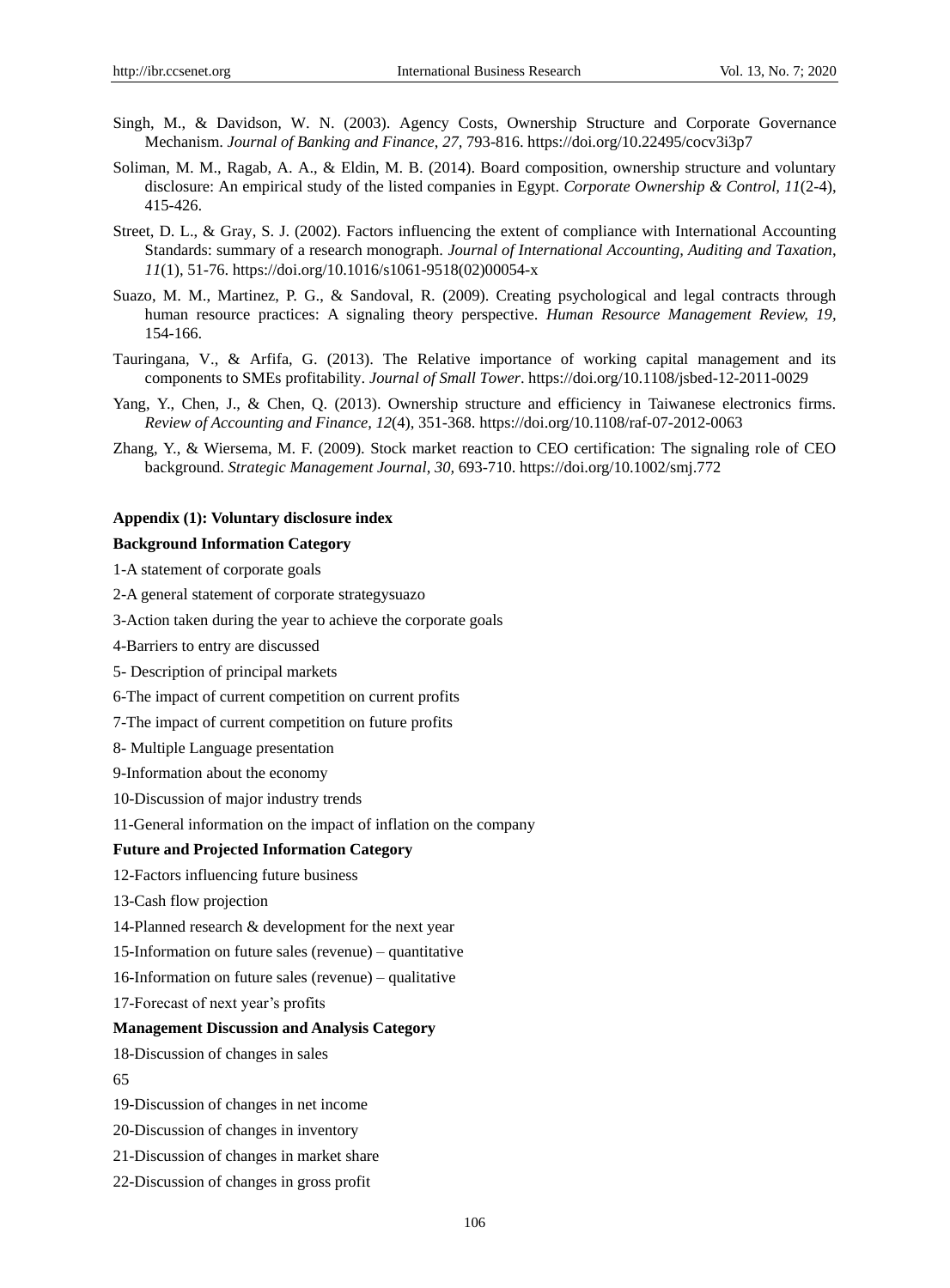Singh, M., & Davidson, W. N. (2003). Agency Costs, Ownership Structure and Corporate Governance Mechanism. *Journal of Banking and Finance*, *27,* 793-816. https://doi.org/10.22495/cocv3i3p7

Soliman, M. M., Ragab, A. A., & Eldin, M. B. (2014). Board composition, ownership structure and voluntary disclosure: An empirical study of the listed companies in Egypt. *Corporate Ownership & Control*, *11*(2-4), 415-426.

Street, D. L., & Gray, S. J. (2002). Factors influencing the extent of compliance with International Accounting Standards: summary of a research monograph. *Journal of International Accounting, Auditing and Taxation*, *11*(1), 51-76. https://doi.org/10.1016/s1061-9518(02)00054-x

Suazo, M. M., Martinez, P. G., & Sandoval, R. (2009). Creating psychological and legal contracts through human resource practices: A signaling theory perspective. *Human Resource Management Review, 19*, 154-166.

Tauringana, V., & Arfifa, G. (2013). The Relative importance of working capital management and its components to SMEs profitability. *Journal of Small Tower*. https://doi.org/10.1108/jsbed-12-2011-0029

Yang, Y., Chen, J., & Chen, Q. (2013). Ownership structure and efficiency in Taiwanese electronics firms. *Review of Accounting and Finance, 12*(4), 351-368. https://doi.org/10.1108/raf-07-2012-0063

Zhang, Y., & Wiersema, M. F. (2009). Stock market reaction to CEO certification: The signaling role of CEO background. *Strategic Management Journal*, *30,* 693-710. https://doi.org/10.1002/smj.772

**Appendix (1): Voluntary disclosure index**

**Background Information Category**

1-A statement of corporate goals

2-A general statement of corporate strategysuazo

3-Action taken during the year to achieve the corporate goals

4-Barriers to entry are discussed

5- Description of principal markets

6-The impact of current competition on current profits

7-The impact of current competition on future profits

8- Multiple Language presentation

9-Information about the economy

10-Discussion of major industry trends

11-General information on the impact of inflation on the company

**Future and Projected Information Category**

12-Factors influencing future business

13-Cash flow projection

14-Planned research & development for the next year

15-Information on future sales (revenue) – quantitative

16-Information on future sales (revenue) – qualitative

17-Forecast of next year's profits

**Management Discussion and Analysis Category**

18-Discussion of changes in sales

65

19-Discussion of changes in net income

20-Discussion of changes in inventory

21-Discussion of changes in market share

22-Discussion of changes in gross profit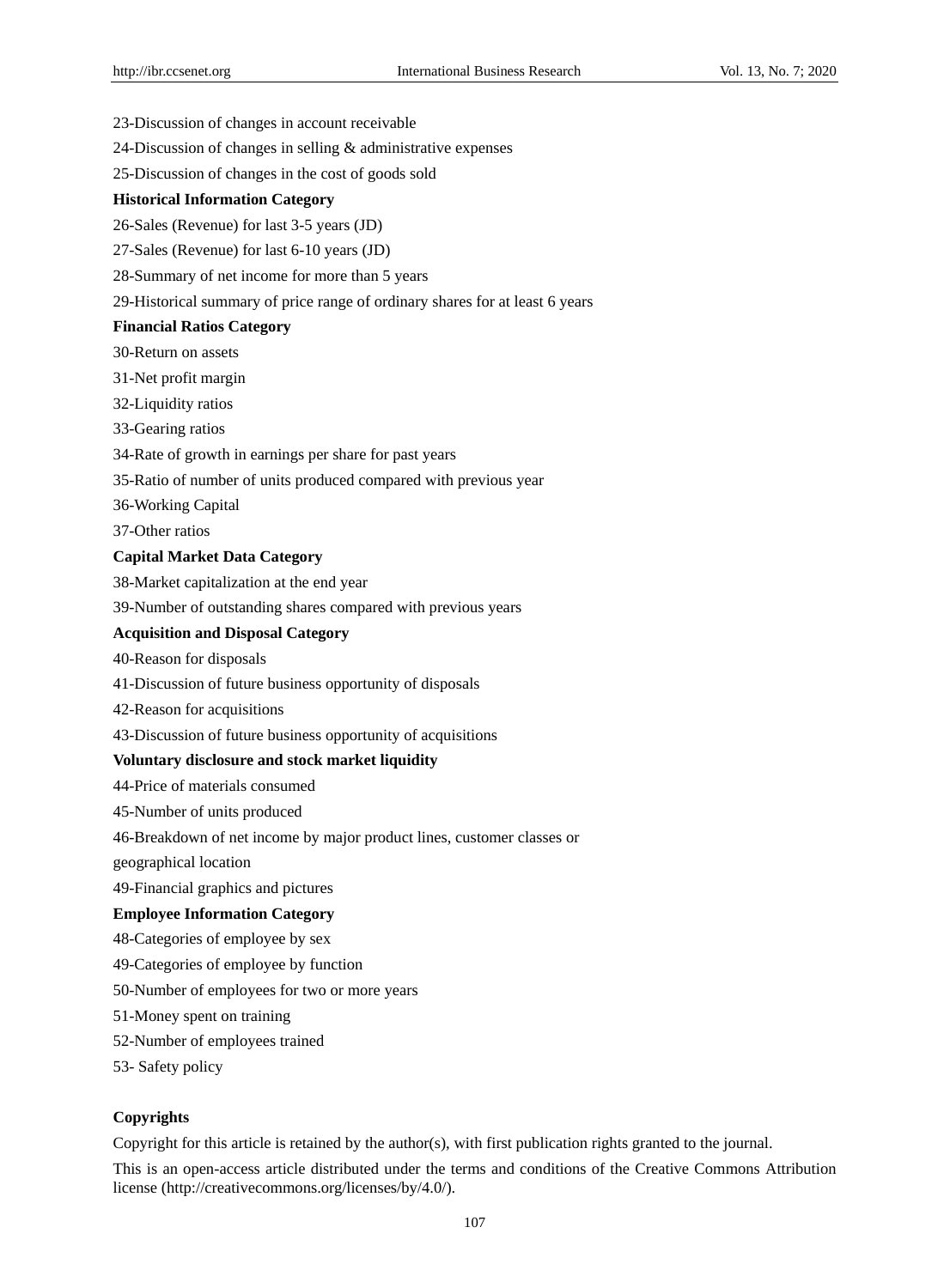23-Discussion of changes in account receivable

24-Discussion of changes in selling & administrative expenses

25-Discussion of changes in the cost of goods sold

**Historical Information Category**

26-Sales (Revenue) for last 3-5 years (JD)

27-Sales (Revenue) for last 6-10 years (JD)

28-Summary of net income for more than 5 years

29-Historical summary of price range of ordinary shares for at least 6 years

**Financial Ratios Category**

30-Return on assets

31-Net profit margin

32-Liquidity ratios

33-Gearing ratios

34-Rate of growth in earnings per share for past years

35-Ratio of number of units produced compared with previous year

36-Working Capital

37-Other ratios

**Capital Market Data Category**

38-Market capitalization at the end year

39-Number of outstanding shares compared with previous years

**Acquisition and Disposal Category**

40-Reason for disposals

41-Discussion of future business opportunity of disposals

42-Reason for acquisitions

43-Discussion of future business opportunity of acquisitions

**Voluntary disclosure and stock market liquidity**

44-Price of materials consumed

45-Number of units produced

46-Breakdown of net income by major product lines, customer classes or geographical location

49-Financial graphics and pictures

**Employee Information Category**

48-Categories of employee by sex

49-Categories of employee by function

50-Number of employees for two or more years

51-Money spent on training

52-Number of employees trained

53- Safety policy

**Copyrights**

Copyright for this article is retained by the author(s), with first publication rights granted to the journal.

This is an open-access article distributed under the terms and conditions of the Creative Commons Attribution license (http://creativecommons.org/licenses/by/4.0/).